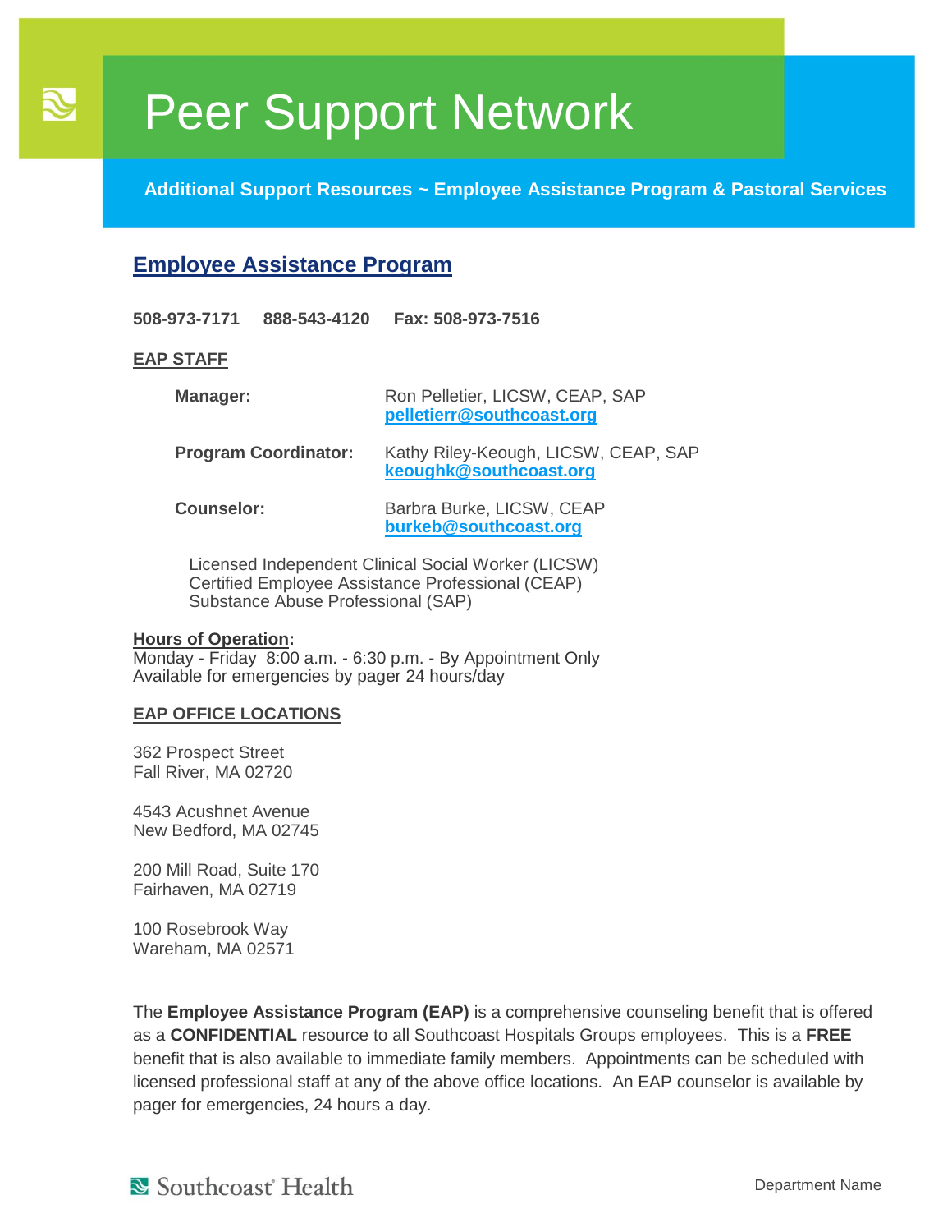# Peer Support Network

**Additional Support Resources ~ Employee Assistance Program & Pastoral Services**

## Employee Assistance Program

**508-973-7171 888-543-4120 Fax: 508-973-7516**

**EAP STAFF**

| | |
|---|---|
| **Manager:** | Ron Pelletier, LICSW, CEAP, SAP<br>**pelletierr@southcoast.org** |
| **Program Coordinator:** | Kathy Riley-Keough, LICSW, CEAP, SAP<br>**keoughk@southcoast.org** |
| **Counselor:** | Barbra Burke, LICSW, CEAP<br>**burkeb@southcoast.org** |

Licensed Independent Clinical Social Worker (LICSW)
Certified Employee Assistance Professional (CEAP)
Substance Abuse Professional (SAP)

**Hours of Operation:**
Monday - Friday 8:00 a.m. - 6:30 p.m. - By Appointment Only
Available for emergencies by pager 24 hours/day

**EAP OFFICE LOCATIONS**

362 Prospect Street
Fall River, MA 02720

4543 Acushnet Avenue
New Bedford, MA 02745

200 Mill Road, Suite 170
Fairhaven, MA 02719

100 Rosebrook Way
Wareham, MA 02571

The **Employee Assistance Program (EAP)** is a comprehensive counseling benefit that is offered as a **CONFIDENTIAL** resource to all Southcoast Hospitals Groups employees. This is a **FREE** benefit that is also available to immediate family members. Appointments can be scheduled with licensed professional staff at any of the above office locations. An EAP counselor is available by pager for emergencies, 24 hours a day.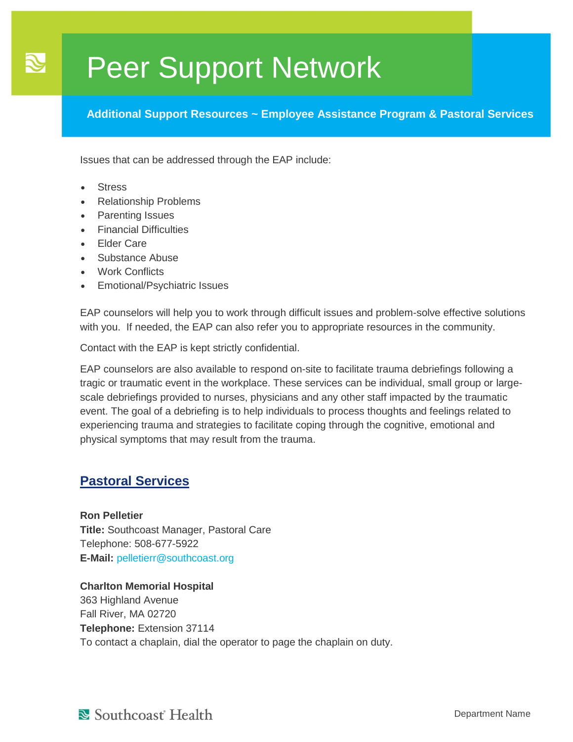# Peer Support Network

**Additional Support Resources ~ Employee Assistance Program & Pastoral Services**

Issues that can be addressed through the EAP include:

- Stress
- Relationship Problems
- Parenting Issues
- Financial Difficulties
- Elder Care
- Substance Abuse
- Work Conflicts
- Emotional/Psychiatric Issues

EAP counselors will help you to work through difficult issues and problem-solve effective solutions with you. If needed, the EAP can also refer you to appropriate resources in the community.

Contact with the EAP is kept strictly confidential.

EAP counselors are also available to respond on-site to facilitate trauma debriefings following a tragic or traumatic event in the workplace. These services can be individual, small group or large-scale debriefings provided to nurses, physicians and any other staff impacted by the traumatic event. The goal of a debriefing is to help individuals to process thoughts and feelings related to experiencing trauma and strategies to facilitate coping through the cognitive, emotional and physical symptoms that may result from the trauma.

## Pastoral Services

**Ron Pelletier**
**Title:** Southcoast Manager, Pastoral Care
Telephone: 508-677-5922
**E-Mail:** pelletierr@southcoast.org

**Charlton Memorial Hospital**
363 Highland Avenue
Fall River, MA 02720
**Telephone:** Extension 37114
To contact a chaplain, dial the operator to page the chaplain on duty.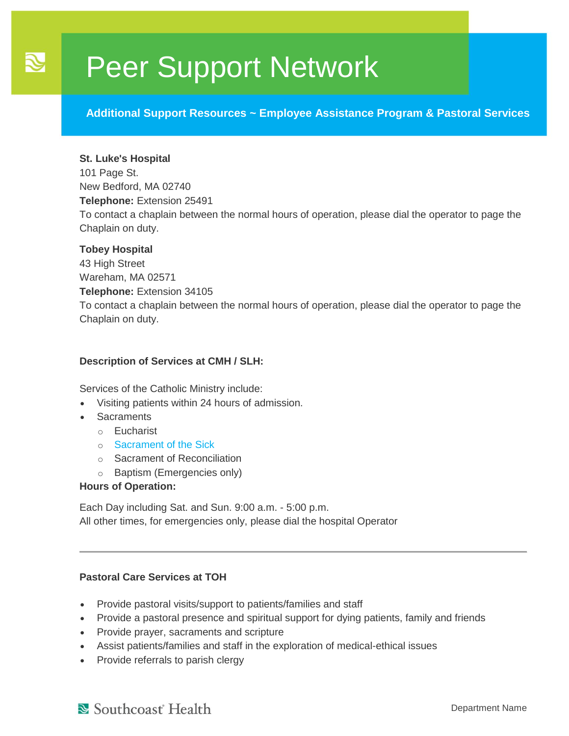# Peer Support Network

**Additional Support Resources ~ Employee Assistance Program & Pastoral Services**

**St. Luke's Hospital**
101 Page St.
New Bedford, MA 02740
**Telephone:** Extension 25491
To contact a chaplain between the normal hours of operation, please dial the operator to page the Chaplain on duty.

**Tobey Hospital**
43 High Street
Wareham, MA 02571
**Telephone:** Extension 34105
To contact a chaplain between the normal hours of operation, please dial the operator to page the Chaplain on duty.

**Description of Services at CMH / SLH:**

Services of the Catholic Ministry include:

- Visiting patients within 24 hours of admission.
- Sacraments
  - Eucharist
  - Sacrament of the Sick
  - Sacrament of Reconciliation
  - Baptism (Emergencies only)

**Hours of Operation:**

Each Day including Sat. and Sun. 9:00 a.m. - 5:00 p.m.
All other times, for emergencies only, please dial the hospital Operator

---

**Pastoral Care Services at TOH**

- Provide pastoral visits/support to patients/families and staff
- Provide a pastoral presence and spiritual support for dying patients, family and friends
- Provide prayer, sacraments and scripture
- Assist patients/families and staff in the exploration of medical-ethical issues
- Provide referrals to parish clergy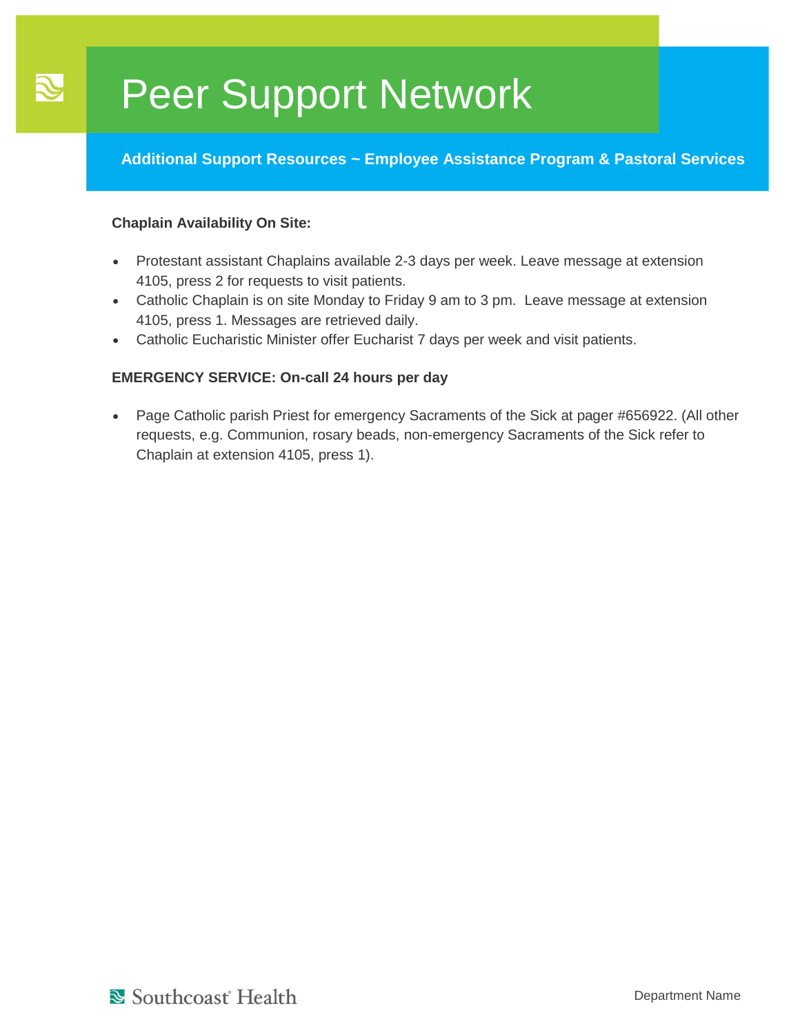# Peer Support Network

**Additional Support Resources ~ Employee Assistance Program & Pastoral Services**

**Chaplain Availability On Site:**

- Protestant assistant Chaplains available 2-3 days per week. Leave message at extension 4105, press 2 for requests to visit patients.
- Catholic Chaplain is on site Monday to Friday 9 am to 3 pm. Leave message at extension 4105, press 1. Messages are retrieved daily.
- Catholic Eucharistic Minister offer Eucharist 7 days per week and visit patients.

**EMERGENCY SERVICE: On-call 24 hours per day**

- Page Catholic parish Priest for emergency Sacraments of the Sick at pager #656922. (All other requests, e.g. Communion, rosary beads, non-emergency Sacraments of the Sick refer to Chaplain at extension 4105, press 1).